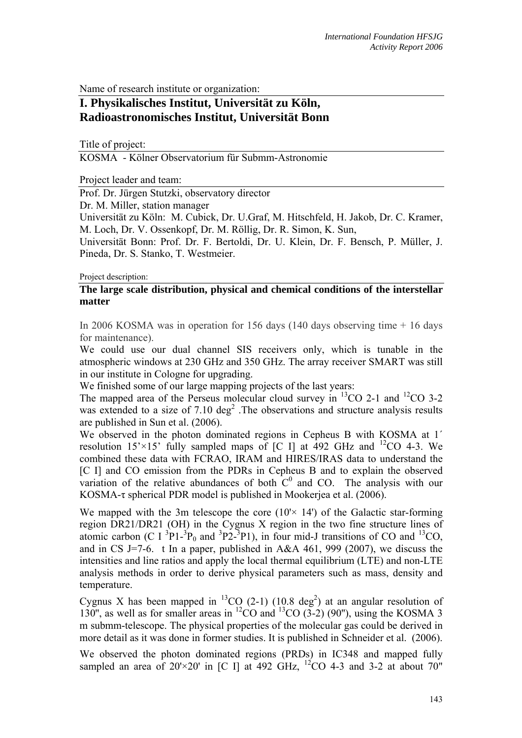Name of research institute or organization:

# I. Physikalisches Institut, Universität zu Köln, Radioastronomisches Institut, Universität Bonn

Title of project:

KOSMA - Kölner Observatorium für Submm-Astronomie

Project leader and team:

Prof. Dr. Jürgen Stutzki, observatory director

Dr. M. Miller, station manager

Universität zu Köln: M. Cubick, Dr. U.Graf, M. Hitschfeld, H. Jakob, Dr. C. Kramer, M. Loch, Dr. V. Ossenkopf, Dr. M. Röllig, Dr. R. Simon, K. Sun,

Universität Bonn: Prof. Dr. F. Bertoldi, Dr. U. Klein, Dr. F. Bensch, P. Müller, J. Pineda, Dr. S. Stanko, T. Westmeier.

Project description:

## The large scale distribution, physical and chemical conditions of the interstellar matter

In 2006 KOSMA was in operation for 156 days (140 days observing time + 16 days for maintenance).

We could use our dual channel SIS receivers only, which is tunable in the atmospheric windows at 230 GHz and 350 GHz. The array receiver SMART was still in our institute in Cologne for upgrading.

We finished some of our large mapping projects of the last years:

The mapped area of the Perseus molecular cloud survey in $^{13}CO$ 2-1 and $^{12}CO$ 3-2 was extended to a size of 7.10 $deg^2$ .The observations and structure analysis results are published in Sun et al. (2006).

We observed in the photon dominated regions in Cepheus B with KOSMA at 1´ resolution 15'×15' fully sampled maps of [C I] at 492 GHz and $^{12}CO$ 4-3. We combined these data with FCRAO, IRAM and HIRES/IRAS data to understand the [C I] and CO emission from the PDRs in Cepheus B and to explain the observed variation of the relative abundances of both $C^0$ and CO. The analysis with our KOSMA-τ spherical PDR model is published in Mookerjea et al. (2006).

We mapped with the 3m telescope the core (10'× 14') of the Galactic star-forming region DR21/DR21 (OH) in the Cygnus X region in the two fine structure lines of atomic carbon (C I $^3P1$-$^3P_0$ and $^3P2$-$^3P1$), in four mid-J transitions of CO and $^{13}CO$, and in CS J=7-6. t In a paper, published in A&A 461, 999 (2007), we discuss the intensities and line ratios and apply the local thermal equilibrium (LTE) and non-LTE analysis methods in order to derive physical parameters such as mass, density and temperature.

Cygnus X has been mapped in $^{13}CO$ (2-1) (10.8 $deg^2$) at an angular resolution of 130", as well as for smaller areas in $^{12}CO$ and $^{13}CO$ (3-2) (90"), using the KOSMA 3 m submm-telescope. The physical properties of the molecular gas could be derived in more detail as it was done in former studies. It is published in Schneider et al. (2006).

We observed the photon dominated regions (PRDs) in IC348 and mapped fully sampled an area of 20'×20' in [C I] at 492 GHz, $^{12}CO$ 4-3 and 3-2 at about 70"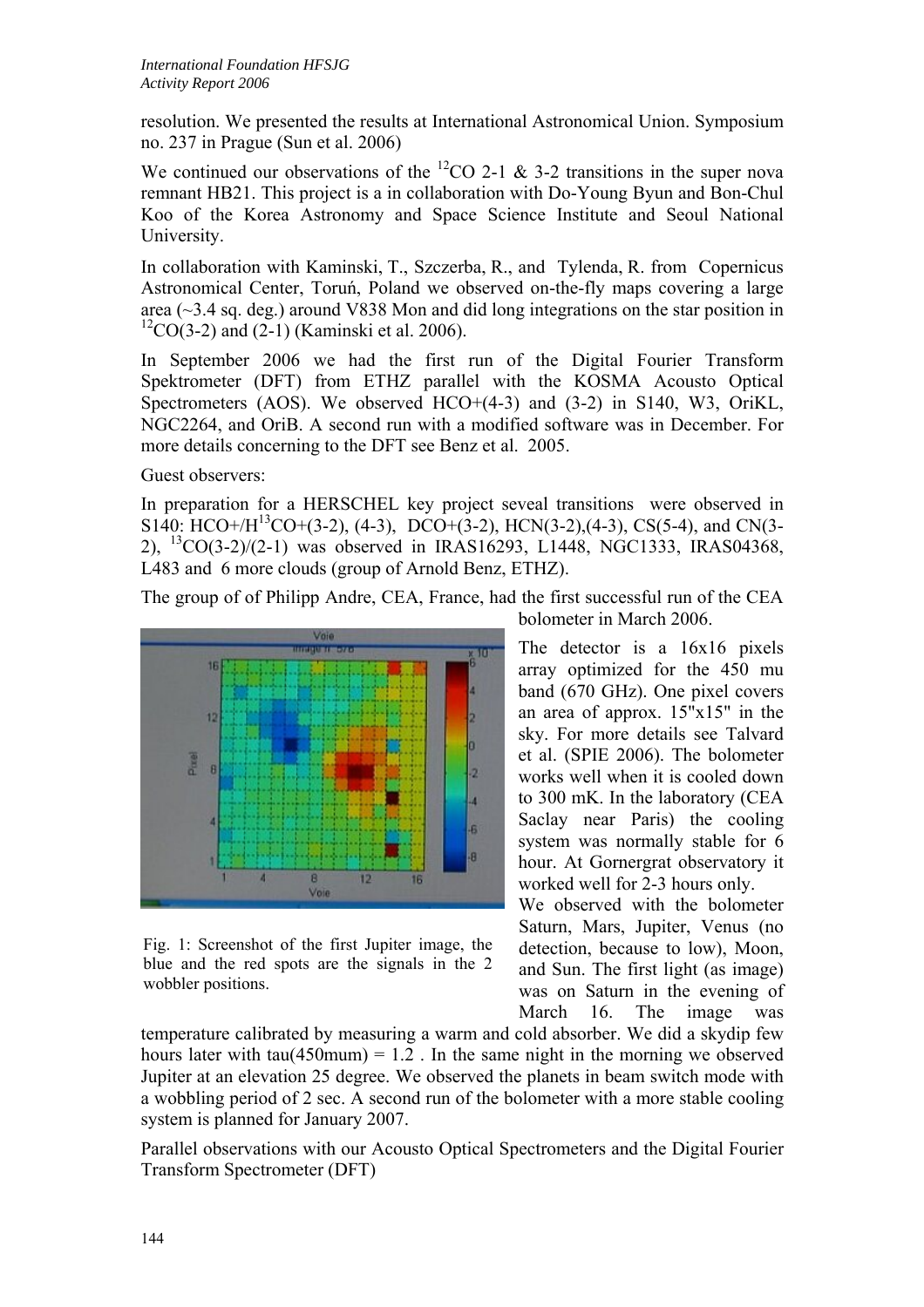resolution. We presented the results at International Astronomical Union. Symposium no. 237 in Prague (Sun et al. 2006)

We continued our observations of the $^{12}$CO 2-1 & 3-2 transitions in the super nova remnant HB21. This project is a in collaboration with Do-Young Byun and Bon-Chul Koo of the Korea Astronomy and Space Science Institute and Seoul National University.

In collaboration with Kaminski, T., Szczerba, R., and Tylenda, R. from Copernicus Astronomical Center, Toruń, Poland we observed on-the-fly maps covering a large area (~3.4 sq. deg.) around V838 Mon and did long integrations on the star position in $^{12}$CO(3-2) and (2-1) (Kaminski et al. 2006).

In September 2006 we had the first run of the Digital Fourier Transform Spektrometer (DFT) from ETHZ parallel with the KOSMA Acousto Optical Spectrometers (AOS). We observed HCO+(4-3) and (3-2) in S140, W3, OriKL, NGC2264, and OriB. A second run with a modified software was in December. For more details concerning to the DFT see Benz et al. 2005.

Guest observers:

In preparation for a HERSCHEL key project seveal transitions were observed in S140: HCO+/H$^{13}$CO+(3-2), (4-3), DCO+(3-2), HCN(3-2),(4-3), CS(5-4), and CN(3-2), $^{13}$CO(3-2)/(2-1) was observed in IRAS16293, L1448, NGC1333, IRAS04368, L483 and 6 more clouds (group of Arnold Benz, ETHZ).

The group of of Philipp Andre, CEA, France, had the first successful run of the CEA bolometer in March 2006.

Fig. 1: Screenshot of the first Jupiter image, the blue and the red spots are the signals in the 2 wobbler positions.

The detector is a 16x16 pixels array optimized for the 450 mu band (670 GHz). One pixel covers an area of approx. 15"x15" in the sky. For more details see Talvard et al. (SPIE 2006). The bolometer works well when it is cooled down to 300 mK. In the laboratory (CEA Saclay near Paris) the cooling system was normally stable for 6 hour. At Gornergrat observatory it worked well for 2-3 hours only.

We observed with the bolometer Saturn, Mars, Jupiter, Venus (no detection, because to low), Moon, and Sun. The first light (as image) was on Saturn in the evening of March 16. The image was temperature calibrated by measuring a warm and cold absorber. We did a skydip few hours later with tau(450mum) = 1.2 . In the same night in the morning we observed Jupiter at an elevation 25 degree. We observed the planets in beam switch mode with a wobbling period of 2 sec. A second run of the bolometer with a more stable cooling system is planned for January 2007.

Parallel observations with our Acousto Optical Spectrometers and the Digital Fourier Transform Spectrometer (DFT)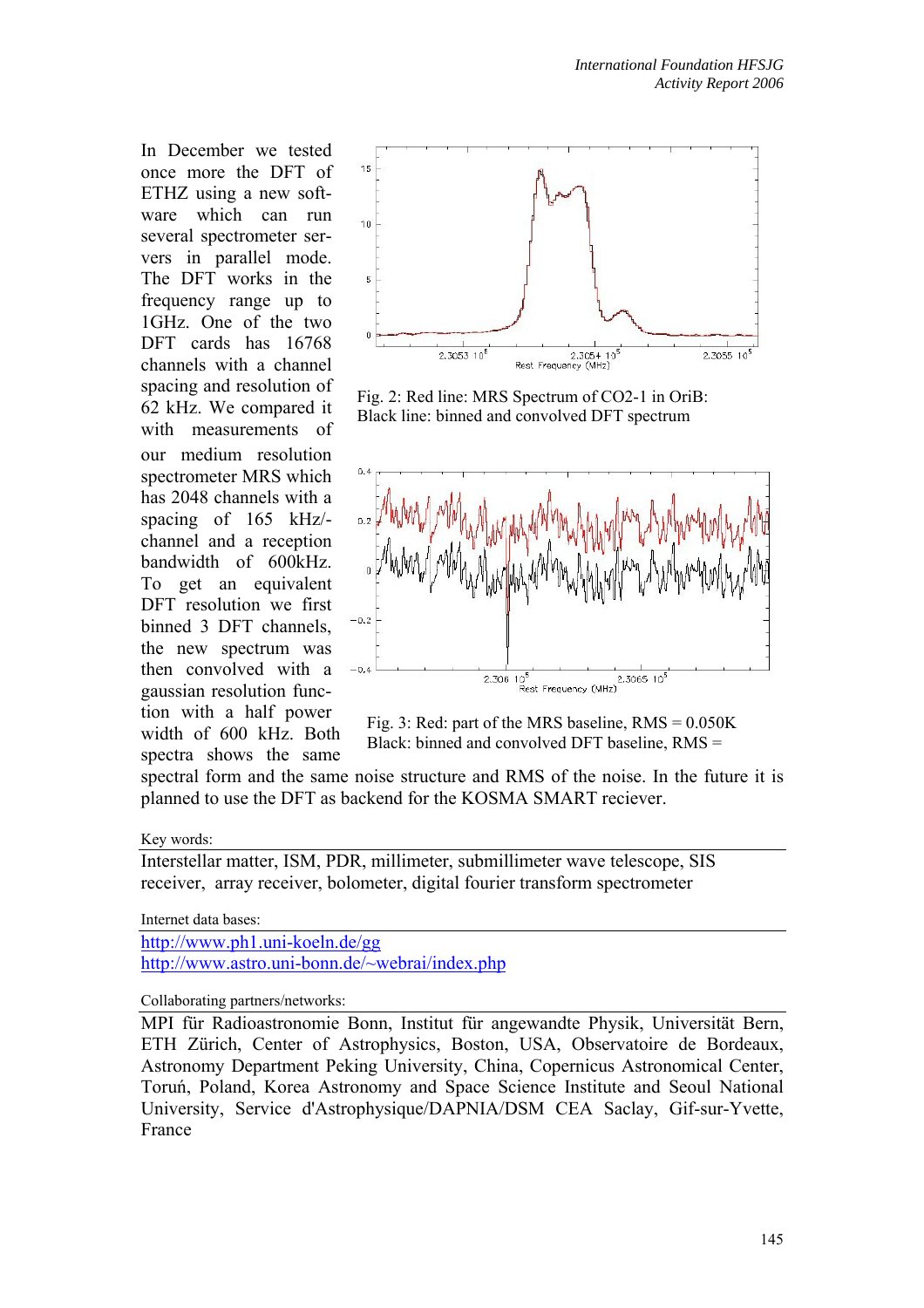In December we tested once more the DFT of ETHZ using a new software which can run several spectrometer servers in parallel mode. The DFT works in the frequency range up to 1GHz. One of the two DFT cards has 16768 channels with a channel spacing and resolution of 62 kHz. We compared it with measurements of our medium resolution spectrometer MRS which has 2048 channels with a spacing of 165 kHz/-channel and a reception bandwidth of 600kHz. To get an equivalent DFT resolution we first binned 3 DFT channels, the new spectrum was then convolved with a gaussian resolution function with a half power width of 600 kHz. Both spectra shows the same spectral form and the same noise structure and RMS of the noise. In the future it is planned to use the DFT as backend for the KOSMA SMART reciever.

Fig. 2: Red line: MRS Spectrum of CO2-1 in OriB: Black line: binned and convolved DFT spectrum

Fig. 3: Red: part of the MRS baseline, RMS = 0.050K
Black: binned and convolved DFT baseline, RMS =

Key words:

Interstellar matter, ISM, PDR, millimeter, submillimeter wave telescope, SIS receiver, array receiver, bolometer, digital fourier transform spectrometer

Internet data bases:

http://www.ph1.uni-koeln.de/gg
http://www.astro.uni-bonn.de/~webrai/index.php

Collaborating partners/networks:

MPI für Radioastronomie Bonn, Institut für angewandte Physik, Universität Bern, ETH Zürich, Center of Astrophysics, Boston, USA, Observatoire de Bordeaux, Astronomy Department Peking University, China, Copernicus Astronomical Center, Toruń, Poland, Korea Astronomy and Space Science Institute and Seoul National University, Service d'Astrophysique/DAPNIA/DSM CEA Saclay, Gif-sur-Yvette, France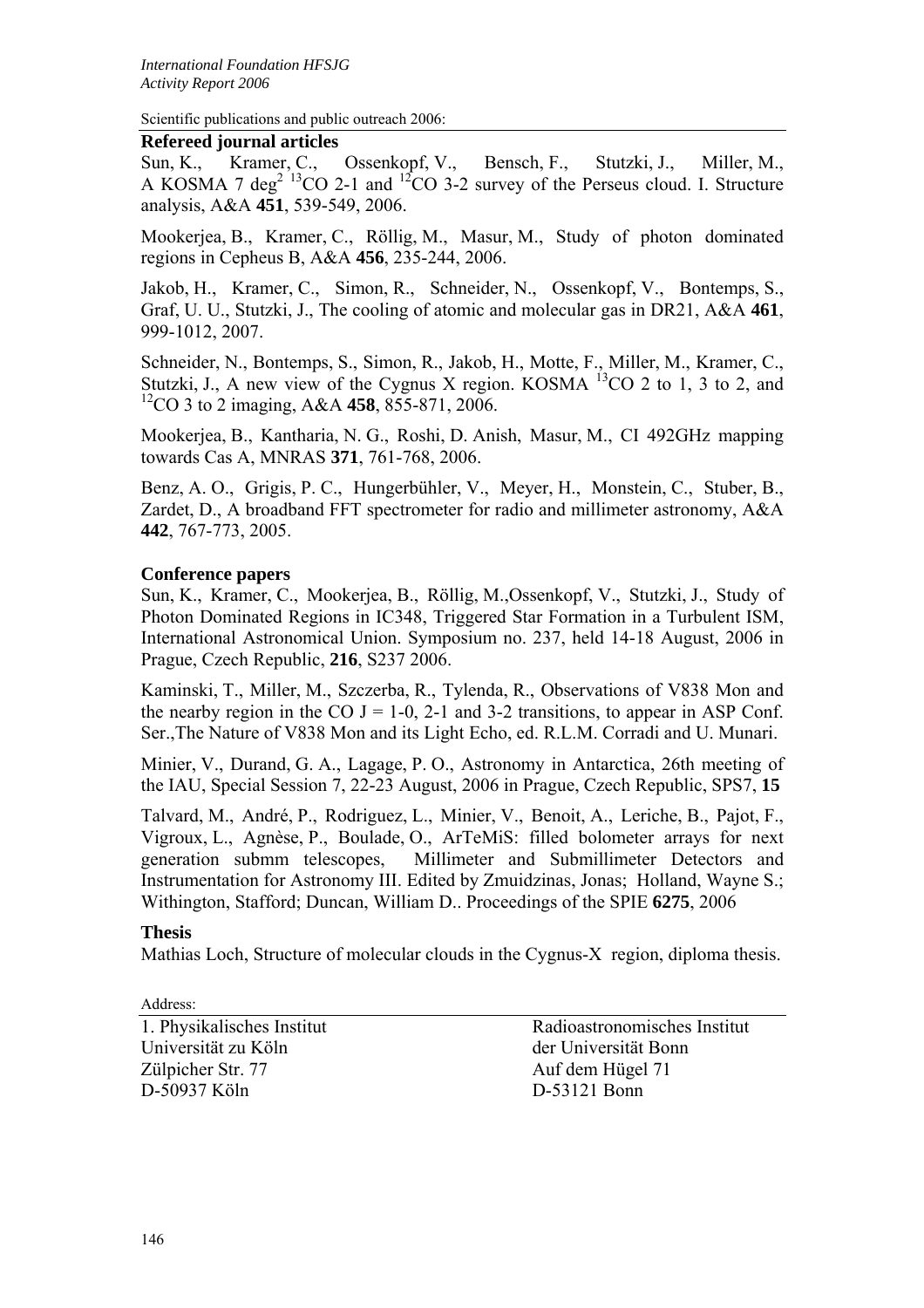Scientific publications and public outreach 2006:

## Refereed journal articles

Sun, K., Kramer, C., Ossenkopf, V., Bensch, F., Stutzki, J., Miller, M., A KOSMA 7 $deg^2$ $^{13}CO$ 2-1 and $^{12}CO$ 3-2 survey of the Perseus cloud. I. Structure analysis, A&A **451**, 539-549, 2006.

Mookerjea, B., Kramer, C., Röllig, M., Masur, M., Study of photon dominated regions in Cepheus B, A&A **456**, 235-244, 2006.

Jakob, H., Kramer, C., Simon, R., Schneider, N., Ossenkopf, V., Bontemps, S., Graf, U. U., Stutzki, J., The cooling of atomic and molecular gas in DR21, A&A **461**, 999-1012, 2007.

Schneider, N., Bontemps, S., Simon, R., Jakob, H., Motte, F., Miller, M., Kramer, C., Stutzki, J., A new view of the Cygnus X region. KOSMA $^{13}CO$ 2 to 1, 3 to 2, and $^{12}CO$ 3 to 2 imaging, A&A **458**, 855-871, 2006.

Mookerjea, B., Kantharia, N. G., Roshi, D. Anish, Masur, M., CI 492GHz mapping towards Cas A, MNRAS **371**, 761-768, 2006.

Benz, A. O., Grigis, P. C., Hungerbühler, V., Meyer, H., Monstein, C., Stuber, B., Zardet, D., A broadband FFT spectrometer for radio and millimeter astronomy, A&A **442**, 767-773, 2005.

## Conference papers

Sun, K., Kramer, C., Mookerjea, B., Röllig, M.,Ossenkopf, V., Stutzki, J., Study of Photon Dominated Regions in IC348, Triggered Star Formation in a Turbulent ISM, International Astronomical Union. Symposium no. 237, held 14-18 August, 2006 in Prague, Czech Republic, **216**, S237 2006.

Kaminski, T., Miller, M., Szczerba, R., Tylenda, R., Observations of V838 Mon and the nearby region in the CO J = 1-0, 2-1 and 3-2 transitions, to appear in ASP Conf. Ser.,The Nature of V838 Mon and its Light Echo, ed. R.L.M. Corradi and U. Munari.

Minier, V., Durand, G. A., Lagage, P. O., Astronomy in Antarctica, 26th meeting of the IAU, Special Session 7, 22-23 August, 2006 in Prague, Czech Republic, SPS7, **15**

Talvard, M., André, P., Rodriguez, L., Minier, V., Benoit, A., Leriche, B., Pajot, F., Vigroux, L., Agnèse, P., Boulade, O., ArTeMiS: filled bolometer arrays for next generation submm telescopes, Millimeter and Submillimeter Detectors and Instrumentation for Astronomy III. Edited by Zmuidzinas, Jonas; Holland, Wayne S.; Withington, Stafford; Duncan, William D.. Proceedings of the SPIE **6275**, 2006

## Thesis

Mathias Loch, Structure of molecular clouds in the Cygnus-X region, diploma thesis.

Address:

| | |
|---|---|
| 1. Physikalisches Institut | Radioastronomisches Institut |
| Universität zu Köln | der Universität Bonn |
| Zülpicher Str. 77 | Auf dem Hügel 71 |
| D-50937 Köln | D-53121 Bonn |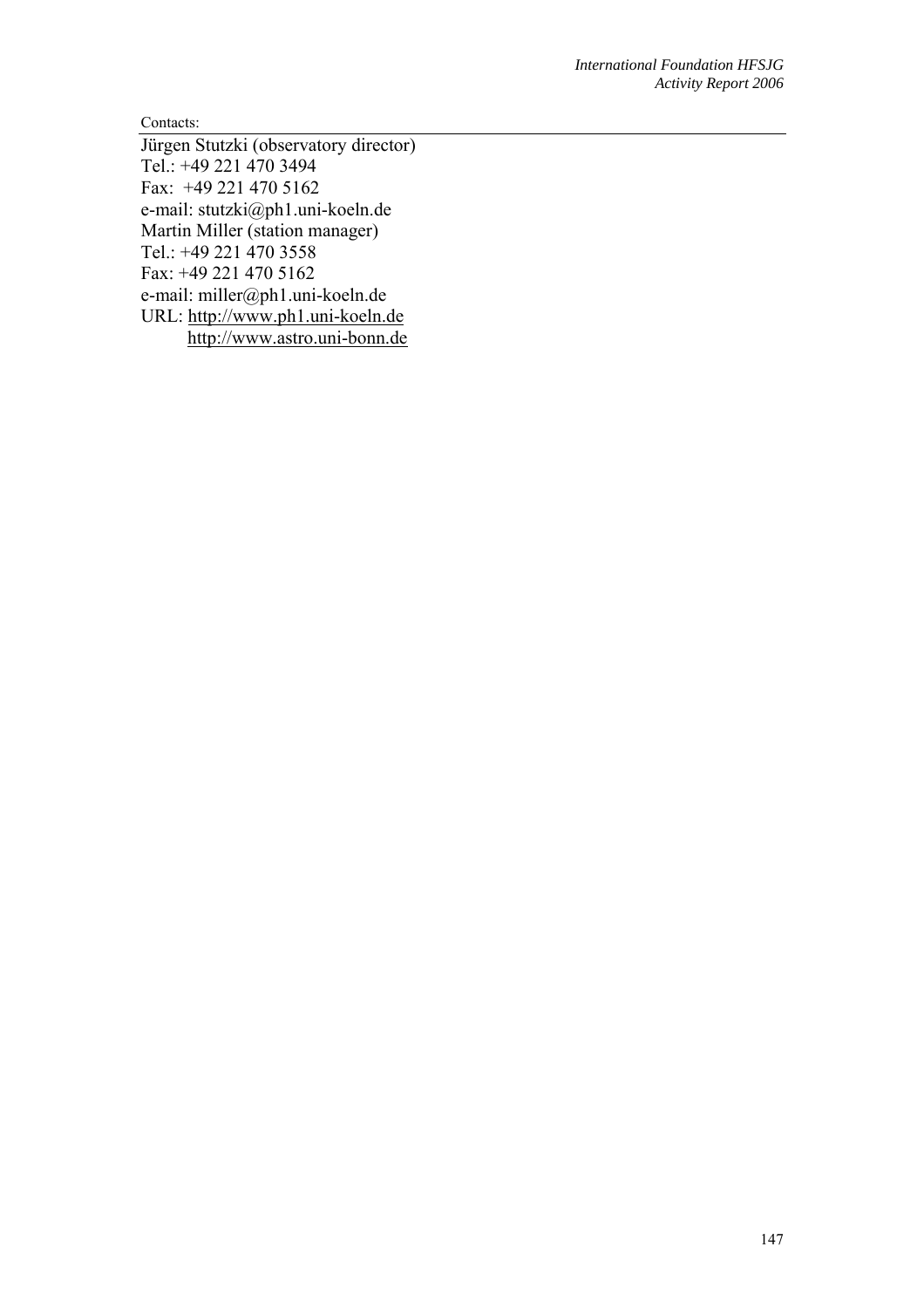Contacts:

Jürgen Stutzki (observatory director)
Tel.: +49 221 470 3494
Fax: +49 221 470 5162
e-mail: stutzki@ph1.uni-koeln.de
Martin Miller (station manager)
Tel.: +49 221 470 3558
Fax: +49 221 470 5162
e-mail: miller@ph1.uni-koeln.de
URL: http://www.ph1.uni-koeln.de
http://www.astro.uni-bonn.de